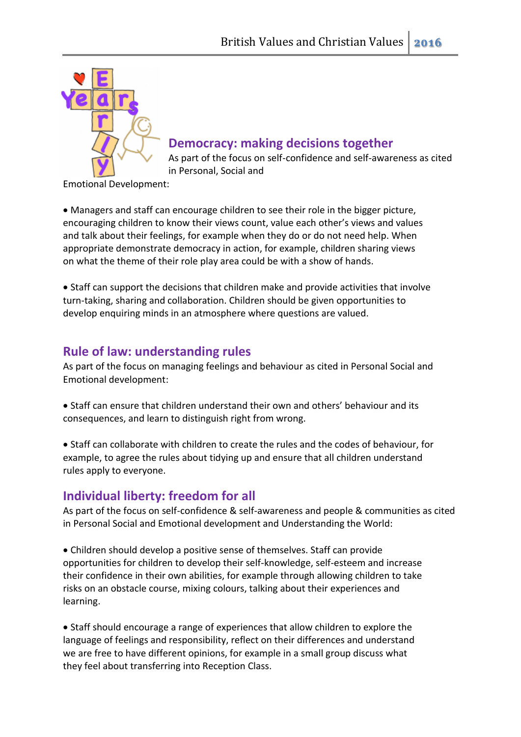## Democracy: making decisions together

As part of the focus on self-confidence and self-awareness as cited in Personal, Social and Emotional Development:

- Managers and staff can encourage children to see their role in the bigger picture, encouraging children to know their views count, value each other's views and values and talk about their feelings, for example when they do or do not need help. When appropriate demonstrate democracy in action, for example, children sharing views on what the theme of their role play area could be with a show of hands.

- Staff can support the decisions that children make and provide activities that involve turn-taking, sharing and collaboration. Children should be given opportunities to develop enquiring minds in an atmosphere where questions are valued.

## Rule of law: understanding rules

As part of the focus on managing feelings and behaviour as cited in Personal Social and Emotional development:

- Staff can ensure that children understand their own and others' behaviour and its consequences, and learn to distinguish right from wrong.

- Staff can collaborate with children to create the rules and the codes of behaviour, for example, to agree the rules about tidying up and ensure that all children understand rules apply to everyone.

## Individual liberty: freedom for all

As part of the focus on self-confidence & self-awareness and people & communities as cited in Personal Social and Emotional development and Understanding the World:

- Children should develop a positive sense of themselves. Staff can provide opportunities for children to develop their self-knowledge, self-esteem and increase their confidence in their own abilities, for example through allowing children to take risks on an obstacle course, mixing colours, talking about their experiences and learning.

- Staff should encourage a range of experiences that allow children to explore the language of feelings and responsibility, reflect on their differences and understand we are free to have different opinions, for example in a small group discuss what they feel about transferring into Reception Class.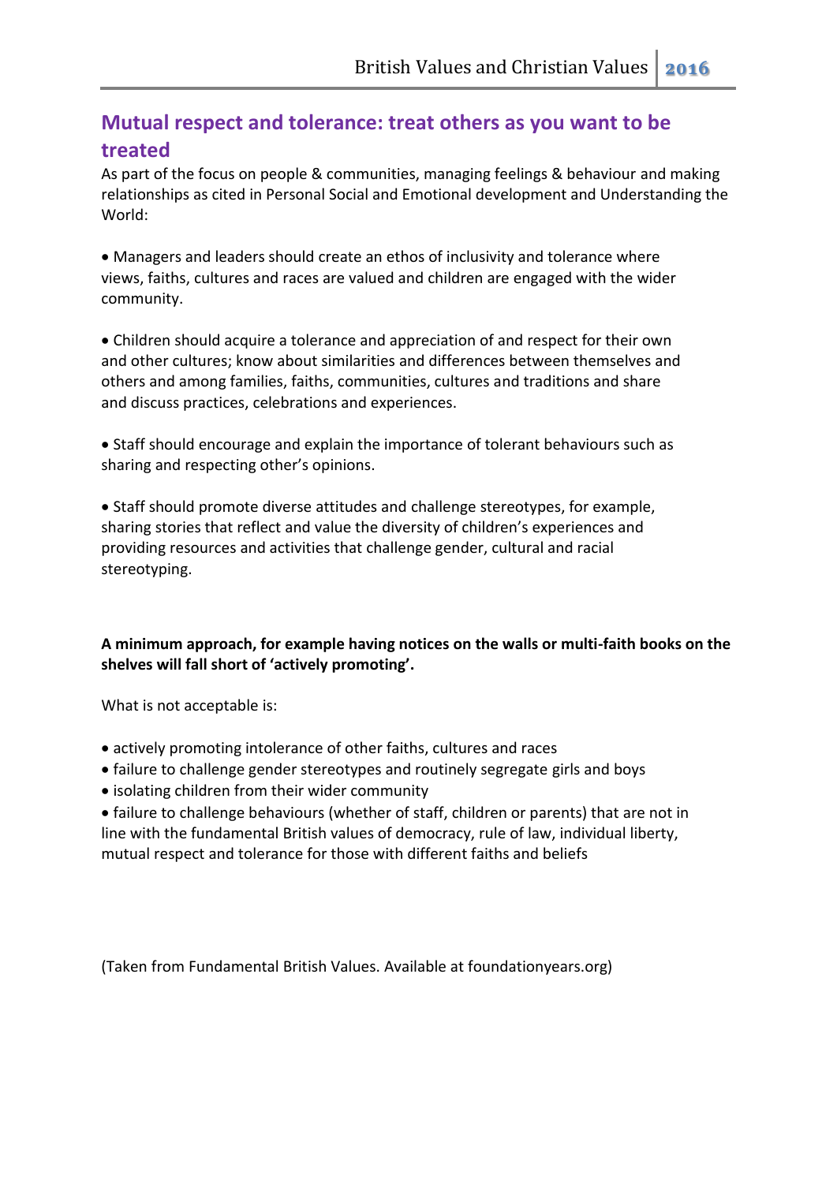## Mutual respect and tolerance: treat others as you want to be treated

As part of the focus on people & communities, managing feelings & behaviour and making relationships as cited in Personal Social and Emotional development and Understanding the World:

- Managers and leaders should create an ethos of inclusivity and tolerance where views, faiths, cultures and races are valued and children are engaged with the wider community.

- Children should acquire a tolerance and appreciation of and respect for their own and other cultures; know about similarities and differences between themselves and others and among families, faiths, communities, cultures and traditions and share and discuss practices, celebrations and experiences.

- Staff should encourage and explain the importance of tolerant behaviours such as sharing and respecting other's opinions.

- Staff should promote diverse attitudes and challenge stereotypes, for example, sharing stories that reflect and value the diversity of children's experiences and providing resources and activities that challenge gender, cultural and racial stereotyping.

**A minimum approach, for example having notices on the walls or multi-faith books on the shelves will fall short of 'actively promoting'.**

What is not acceptable is:

- actively promoting intolerance of other faiths, cultures and races
- failure to challenge gender stereotypes and routinely segregate girls and boys
- isolating children from their wider community
- failure to challenge behaviours (whether of staff, children or parents) that are not in line with the fundamental British values of democracy, rule of law, individual liberty, mutual respect and tolerance for those with different faiths and beliefs

(Taken from Fundamental British Values. Available at foundationyears.org)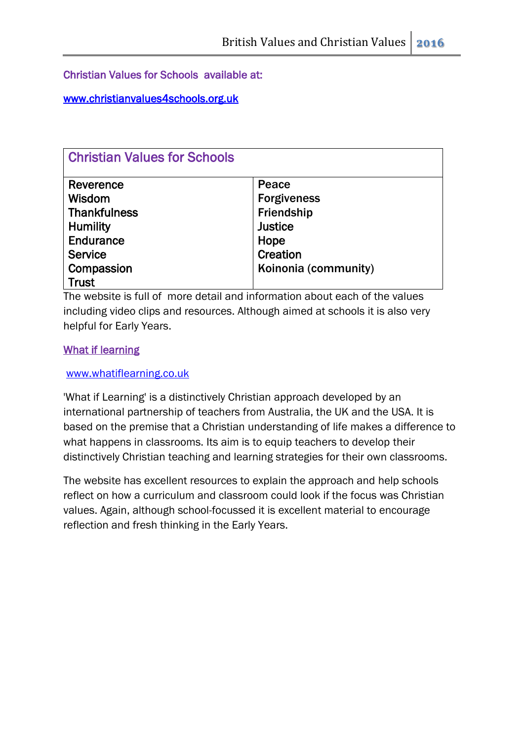Christian Values for Schools available at:

www.christianvalues4schools.org.uk

| Christian Values for Schools | |
|---|---|
| Reverence<br>Wisdom<br>Thankfulness<br>Humility<br>Endurance<br>Service<br>Compassion<br>Trust | Peace<br>Forgiveness<br>Friendship<br>Justice<br>Hope<br>Creation<br>Koinonia (community) |

The website is full of more detail and information about each of the values including video clips and resources. Although aimed at schools it is also very helpful for Early Years.

What if learning

www.whatiflearning.co.uk

'What if Learning' is a distinctively Christian approach developed by an international partnership of teachers from Australia, the UK and the USA. It is based on the premise that a Christian understanding of life makes a difference to what happens in classrooms. Its aim is to equip teachers to develop their distinctively Christian teaching and learning strategies for their own classrooms.

The website has excellent resources to explain the approach and help schools reflect on how a curriculum and classroom could look if the focus was Christian values. Again, although school-focussed it is excellent material to encourage reflection and fresh thinking in the Early Years.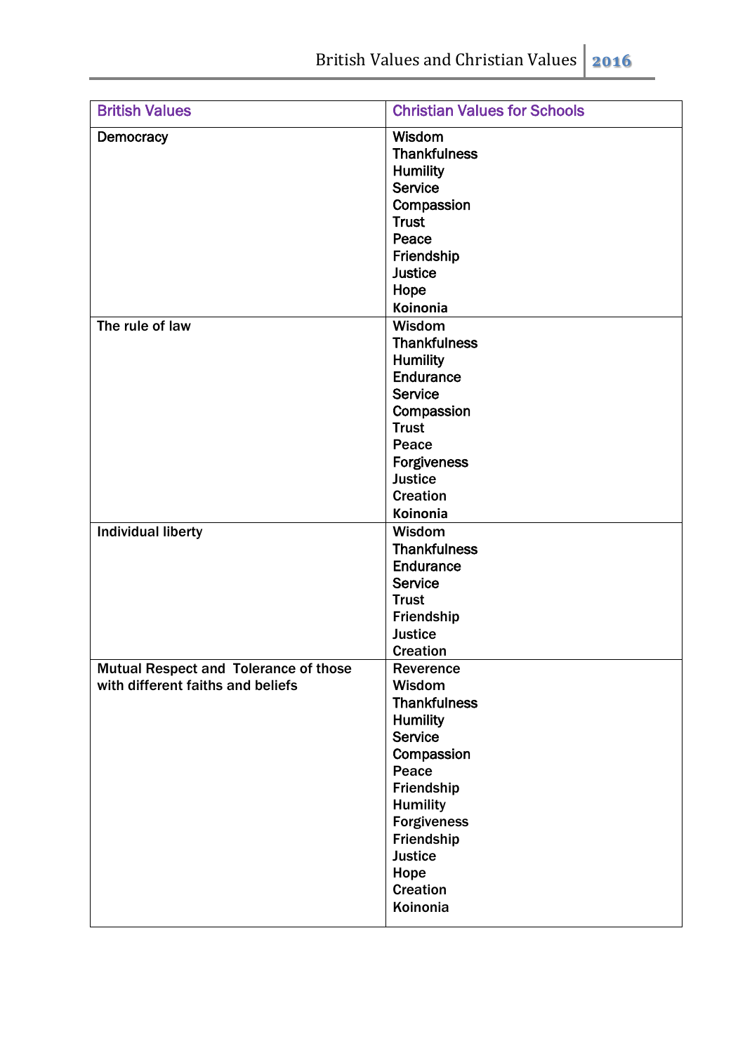| British Values | Christian Values for Schools |
|---|---|
| Democracy | Wisdom<br>Thankfulness<br>Humility<br>Service<br>Compassion<br>Trust<br>Peace<br>Friendship<br>Justice<br>Hope<br>Koinonia |
| The rule of law | Wisdom<br>Thankfulness<br>Humility<br>Endurance<br>Service<br>Compassion<br>Trust<br>Peace<br>Forgiveness<br>Justice<br>Creation<br>Koinonia |
| Individual liberty | Wisdom<br>Thankfulness<br>Endurance<br>Service<br>Trust<br>Friendship<br>Justice<br>Creation |
| Mutual Respect and Tolerance of those with different faiths and beliefs | Reverence<br>Wisdom<br>Thankfulness<br>Humility<br>Service<br>Compassion<br>Peace<br>Friendship<br>Humility<br>Forgiveness<br>Friendship<br>Justice<br>Hope<br>Creation<br>Koinonia |